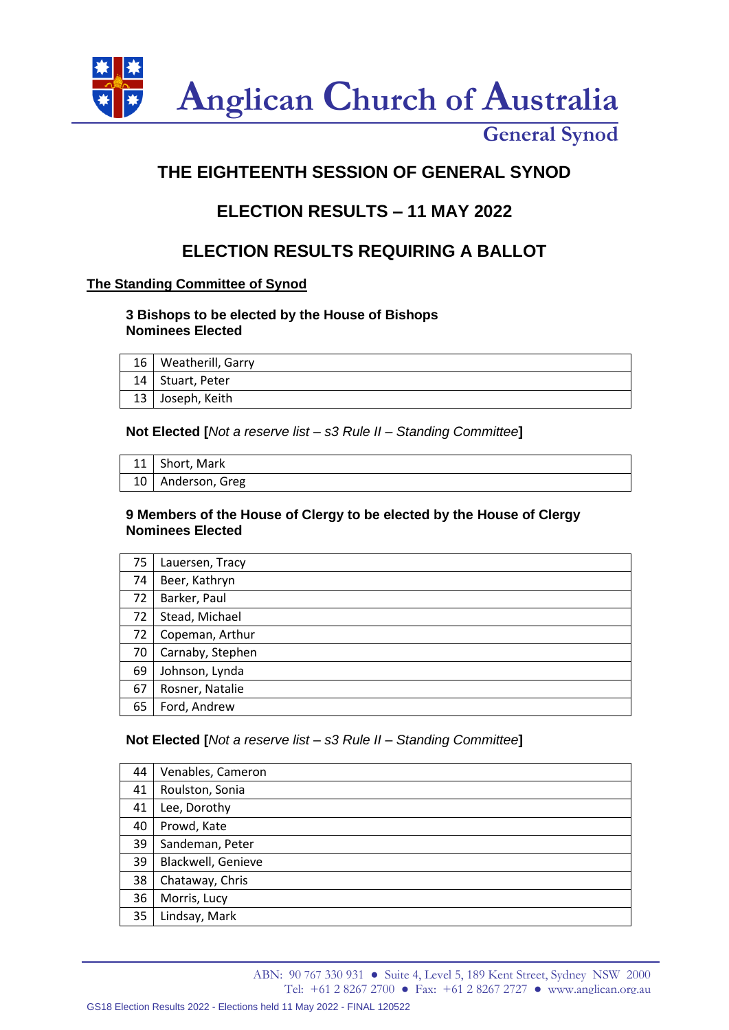# Anglican Church of Australia

## General Synod

## THE EIGHTEENTH SESSION OF GENERAL SYNOD

## ELECTION RESULTS – 11 MAY 2022

## ELECTION RESULTS REQUIRING A BALLOT

**The Standing Committee of Synod**

**3 Bishops to be elected by the House of Bishops**
**Nominees Elected**

| | |
|---|---|
| 16 | Weatherill, Garry |
| 14 | Stuart, Peter |
| 13 | Joseph, Keith |

**Not Elected [***Not a reserve list – s3 Rule II – Standing Committee***]**

| | |
|---|---|
| 11 | Short, Mark |
| 10 | Anderson, Greg |

**9 Members of the House of Clergy to be elected by the House of Clergy**
**Nominees Elected**

| | |
|---|---|
| 75 | Lauersen, Tracy |
| 74 | Beer, Kathryn |
| 72 | Barker, Paul |
| 72 | Stead, Michael |
| 72 | Copeman, Arthur |
| 70 | Carnaby, Stephen |
| 69 | Johnson, Lynda |
| 67 | Rosner, Natalie |
| 65 | Ford, Andrew |

**Not Elected [***Not a reserve list – s3 Rule II – Standing Committee***]**

| | |
|---|---|
| 44 | Venables, Cameron |
| 41 | Roulston, Sonia |
| 41 | Lee, Dorothy |
| 40 | Prowd, Kate |
| 39 | Sandeman, Peter |
| 39 | Blackwell, Genieve |
| 38 | Chataway, Chris |
| 36 | Morris, Lucy |
| 35 | Lindsay, Mark |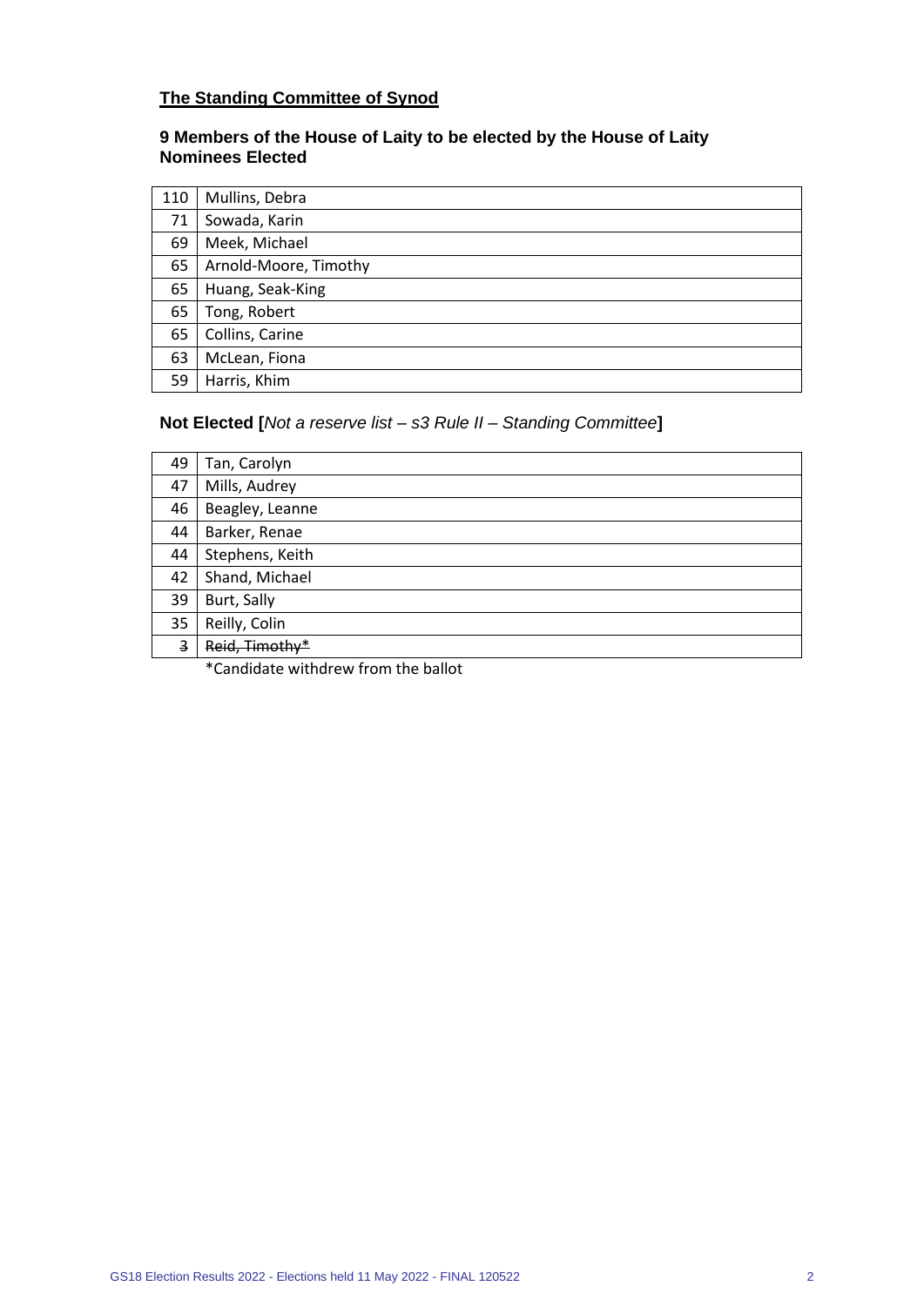## The Standing Committee of Synod

### 9 Members of the House of Laity to be elected by the House of Laity
### Nominees Elected

| | |
|---|---|
| 110 | Mullins, Debra |
| 71 | Sowada, Karin |
| 69 | Meek, Michael |
| 65 | Arnold-Moore, Timothy |
| 65 | Huang, Seak-King |
| 65 | Tong, Robert |
| 65 | Collins, Carine |
| 63 | McLean, Fiona |
| 59 | Harris, Khim |

### Not Elected [*Not a reserve list – s3 Rule II – Standing Committee*]

| | |
|---|---|
| 49 | Tan, Carolyn |
| 47 | Mills, Audrey |
| 46 | Beagley, Leanne |
| 44 | Barker, Renae |
| 44 | Stephens, Keith |
| 42 | Shand, Michael |
| 39 | Burt, Sally |
| 35 | Reilly, Colin |
| ~~3~~ | ~~Reid, Timothy*~~ |

*Candidate withdrew from the ballot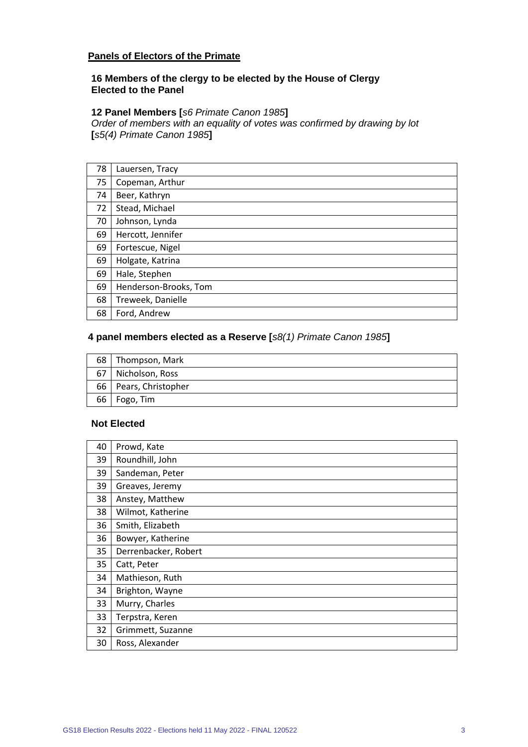## Panels of Electors of the Primate

### 16 Members of the clergy to be elected by the House of Clergy
### Elected to the Panel

**12 Panel Members [***s6 Primate Canon 1985***]**
*Order of members with an equality of votes was confirmed by drawing by lot* **[***s5(4) Primate Canon 1985***]**

| | |
|---|---|
| 78 | Lauersen, Tracy |
| 75 | Copeman, Arthur |
| 74 | Beer, Kathryn |
| 72 | Stead, Michael |
| 70 | Johnson, Lynda |
| 69 | Hercott, Jennifer |
| 69 | Fortescue, Nigel |
| 69 | Holgate, Katrina |
| 69 | Hale, Stephen |
| 69 | Henderson-Brooks, Tom |
| 68 | Treweek, Danielle |
| 68 | Ford, Andrew |

**4 panel members elected as a Reserve [***s8(1) Primate Canon 1985***]**

| | |
|---|---|
| 68 | Thompson, Mark |
| 67 | Nicholson, Ross |
| 66 | Pears, Christopher |
| 66 | Fogo, Tim |

**Not Elected**

| | |
|---|---|
| 40 | Prowd, Kate |
| 39 | Roundhill, John |
| 39 | Sandeman, Peter |
| 39 | Greaves, Jeremy |
| 38 | Anstey, Matthew |
| 38 | Wilmot, Katherine |
| 36 | Smith, Elizabeth |
| 36 | Bowyer, Katherine |
| 35 | Derrenbacker, Robert |
| 35 | Catt, Peter |
| 34 | Mathieson, Ruth |
| 34 | Brighton, Wayne |
| 33 | Murry, Charles |
| 33 | Terpstra, Keren |
| 32 | Grimmett, Suzanne |
| 30 | Ross, Alexander |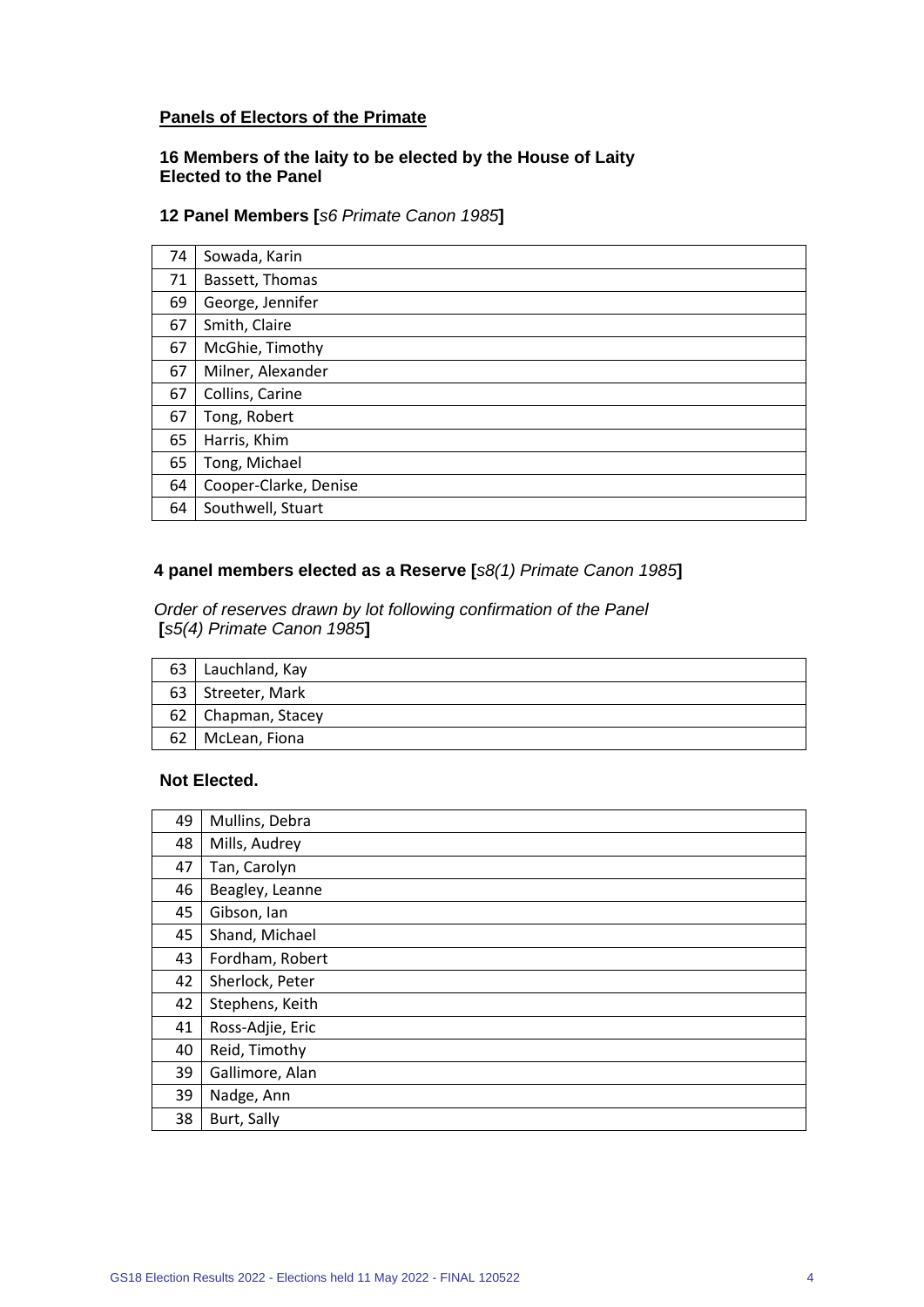## Panels of Electors of the Primate

### 16 Members of the laity to be elected by the House of Laity
### Elected to the Panel

**12 Panel Members [*s6 Primate Canon 1985*]**

| | |
|---|---|
| 74 | Sowada, Karin |
| 71 | Bassett, Thomas |
| 69 | George, Jennifer |
| 67 | Smith, Claire |
| 67 | McGhie, Timothy |
| 67 | Milner, Alexander |
| 67 | Collins, Carine |
| 67 | Tong, Robert |
| 65 | Harris, Khim |
| 65 | Tong, Michael |
| 64 | Cooper-Clarke, Denise |
| 64 | Southwell, Stuart |

**4 panel members elected as a Reserve [*s8(1) Primate Canon 1985*]**

*Order of reserves drawn by lot following confirmation of the Panel*
**[***s5(4) Primate Canon 1985***]**

| | |
|---|---|
| 63 | Lauchland, Kay |
| 63 | Streeter, Mark |
| 62 | Chapman, Stacey |
| 62 | McLean, Fiona |

**Not Elected.**

| | |
|---|---|
| 49 | Mullins, Debra |
| 48 | Mills, Audrey |
| 47 | Tan, Carolyn |
| 46 | Beagley, Leanne |
| 45 | Gibson, Ian |
| 45 | Shand, Michael |
| 43 | Fordham, Robert |
| 42 | Sherlock, Peter |
| 42 | Stephens, Keith |
| 41 | Ross-Adjie, Eric |
| 40 | Reid, Timothy |
| 39 | Gallimore, Alan |
| 39 | Nadge, Ann |
| 38 | Burt, Sally |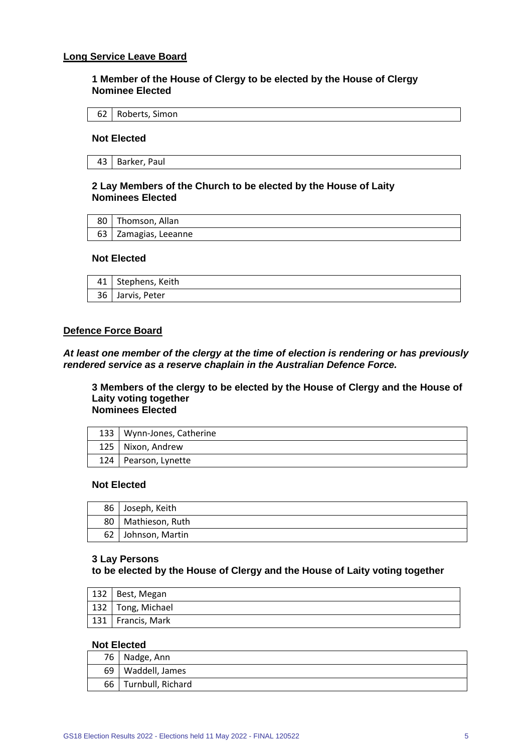## Long Service Leave Board

### 1 Member of the House of Clergy to be elected by the House of Clergy
### Nominee Elected

| | |
|---|---|
| 62 | Roberts, Simon |

### Not Elected

| | |
|---|---|
| 43 | Barker, Paul |

### 2 Lay Members of the Church to be elected by the House of Laity
### Nominees Elected

| | |
|---|---|
| 80 | Thomson, Allan |
| 63 | Zamagias, Leeanne |

### Not Elected

| | |
|---|---|
| 41 | Stephens, Keith |
| 36 | Jarvis, Peter |

## Defence Force Board

***At least one member of the clergy at the time of election is rendering or has previously rendered service as a reserve chaplain in the Australian Defence Force.***

### 3 Members of the clergy to be elected by the House of Clergy and the House of Laity voting together
### Nominees Elected

| | |
|---|---|
| 133 | Wynn-Jones, Catherine |
| 125 | Nixon, Andrew |
| 124 | Pearson, Lynette |

### Not Elected

| | |
|---|---|
| 86 | Joseph, Keith |
| 80 | Mathieson, Ruth |
| 62 | Johnson, Martin |

### 3 Lay Persons
### to be elected by the House of Clergy and the House of Laity voting together

| | |
|---|---|
| 132 | Best, Megan |
| 132 | Tong, Michael |
| 131 | Francis, Mark |

### Not Elected

| | |
|---|---|
| 76 | Nadge, Ann |
| 69 | Waddell, James |
| 66 | Turnbull, Richard |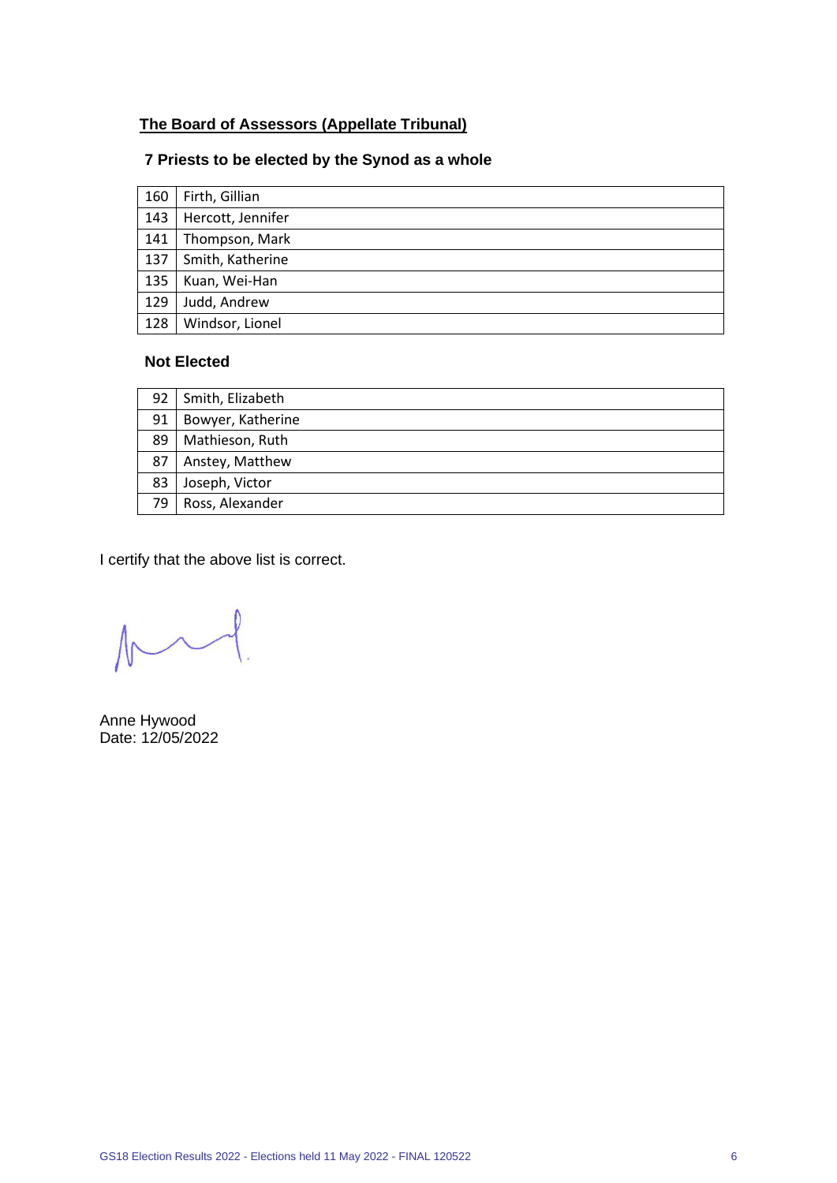**The Board of Assessors (Appellate Tribunal)**

**7 Priests to be elected by the Synod as a whole**

| | |
|---|---|
| 160 | Firth, Gillian |
| 143 | Hercott, Jennifer |
| 141 | Thompson, Mark |
| 137 | Smith, Katherine |
| 135 | Kuan, Wei-Han |
| 129 | Judd, Andrew |
| 128 | Windsor, Lionel |

**Not Elected**

| | |
|---|---|
| 92 | Smith, Elizabeth |
| 91 | Bowyer, Katherine |
| 89 | Mathieson, Ruth |
| 87 | Anstey, Matthew |
| 83 | Joseph, Victor |
| 79 | Ross, Alexander |

I certify that the above list is correct.

Anne Hywood
Date: 12/05/2022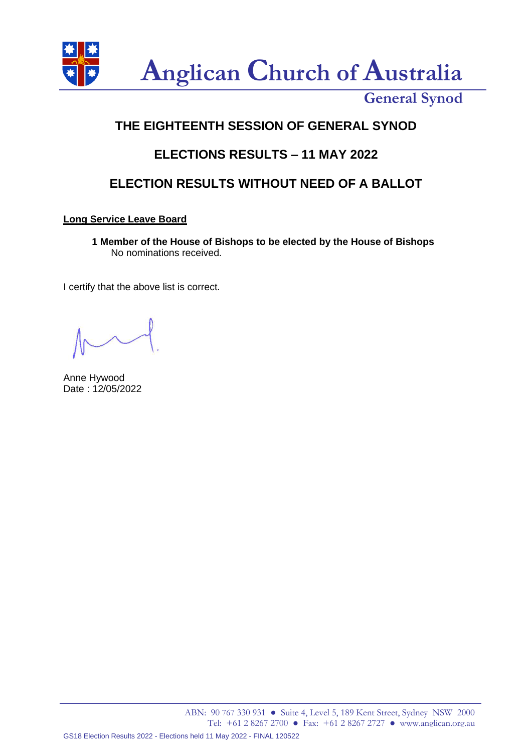# Anglican Church of Australia

## General Synod

## THE EIGHTEENTH SESSION OF GENERAL SYNOD

## ELECTIONS RESULTS – 11 MAY 2022

## ELECTION RESULTS WITHOUT NEED OF A BALLOT

**Long Service Leave Board**

**1 Member of the House of Bishops to be elected by the House of Bishops**
No nominations received.

I certify that the above list is correct.

Anne Hywood
Date : 12/05/2022

ABN: 90 767 330 931 ● Suite 4, Level 5, 189 Kent Street, Sydney NSW 2000
Tel: +61 2 8267 2700 ● Fax: +61 2 8267 2727 ● www.anglican.org.au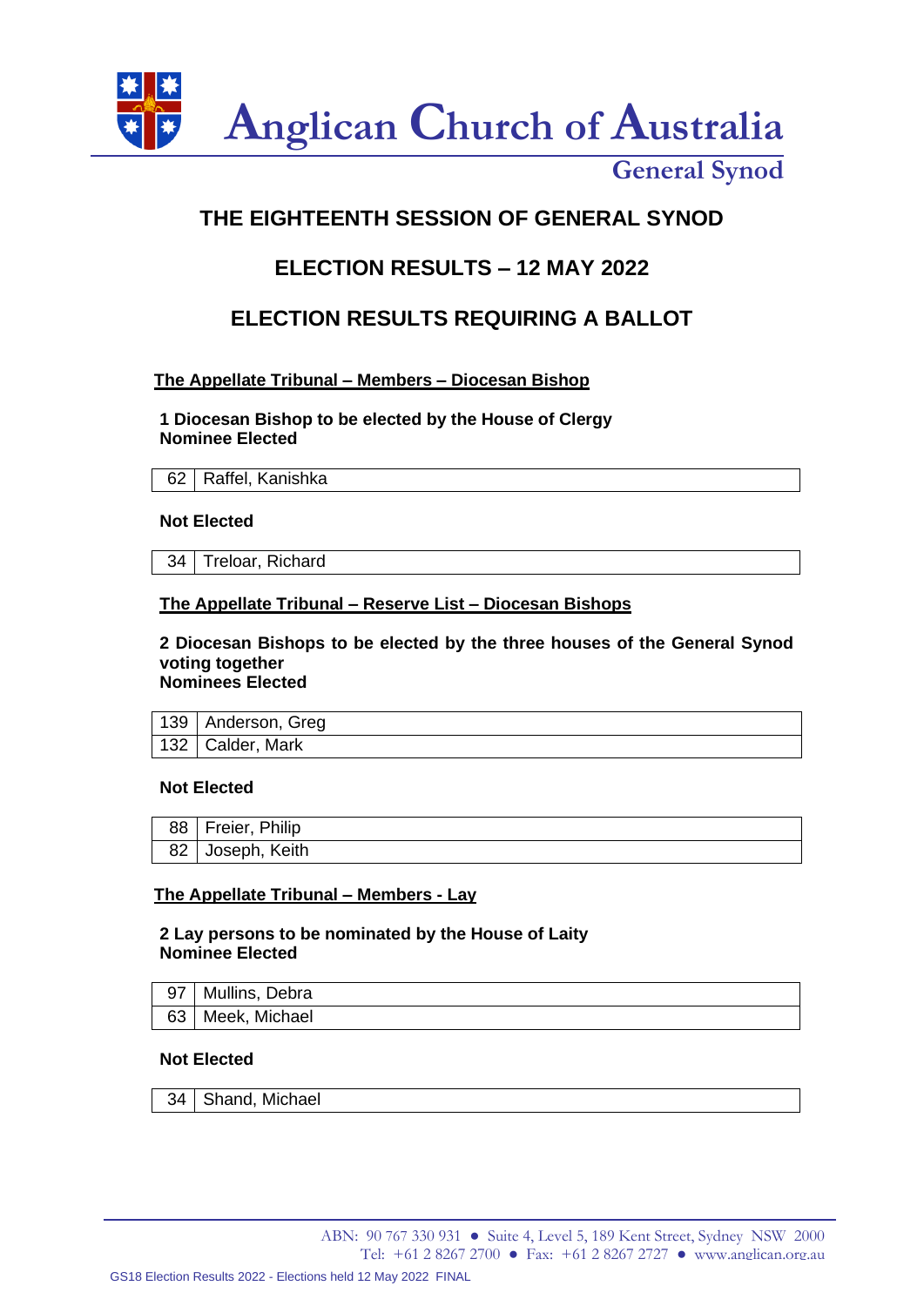Anglican Church of Australia

General Synod

# THE EIGHTEENTH SESSION OF GENERAL SYNOD

## ELECTION RESULTS – 12 MAY 2022

## ELECTION RESULTS REQUIRING A BALLOT

### The Appellate Tribunal – Members – Diocesan Bishop

**1 Diocesan Bishop to be elected by the House of Clergy**
**Nominee Elected**

| | |
|---|---|
| 62 | Raffel, Kanishka |

**Not Elected**

| | |
|---|---|
| 34 | Treloar, Richard |

### The Appellate Tribunal – Reserve List – Diocesan Bishops

**2 Diocesan Bishops to be elected by the three houses of the General Synod voting together**
**Nominees Elected**

| | |
|---|---|
| 139 | Anderson, Greg |
| 132 | Calder, Mark |

**Not Elected**

| | |
|---|---|
| 88 | Freier, Philip |
| 82 | Joseph, Keith |

### The Appellate Tribunal – Members - Lay

**2 Lay persons to be nominated by the House of Laity**
**Nominee Elected**

| | |
|---|---|
| 97 | Mullins, Debra |
| 63 | Meek, Michael |

**Not Elected**

| | |
|---|---|
| 34 | Shand, Michael |

ABN: 90 767 330 931 ● Suite 4, Level 5, 189 Kent Street, Sydney NSW 2000
Tel: +61 2 8267 2700 ● Fax: +61 2 8267 2727 ● www.anglican.org.au

GS18 Election Results 2022 - Elections held 12 May 2022 FINAL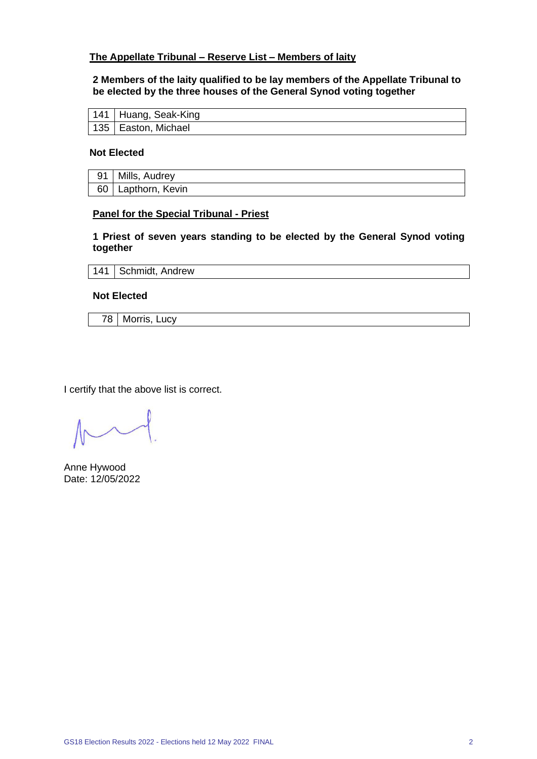**The Appellate Tribunal – Reserve List – Members of laity**

**2 Members of the laity qualified to be lay members of the Appellate Tribunal to be elected by the three houses of the General Synod voting together**

| | |
|---|---|
| 141 | Huang, Seak-King |
| 135 | Easton, Michael |

**Not Elected**

| | |
|---|---|
| 91 | Mills, Audrey |
| 60 | Lapthorn, Kevin |

**Panel for the Special Tribunal - Priest**

**1 Priest of seven years standing to be elected by the General Synod voting together**

| | |
|---|---|
| 141 | Schmidt, Andrew |

**Not Elected**

| | |
|---|---|
| 78 | Morris, Lucy |

I certify that the above list is correct.

Anne Hywood
Date: 12/05/2022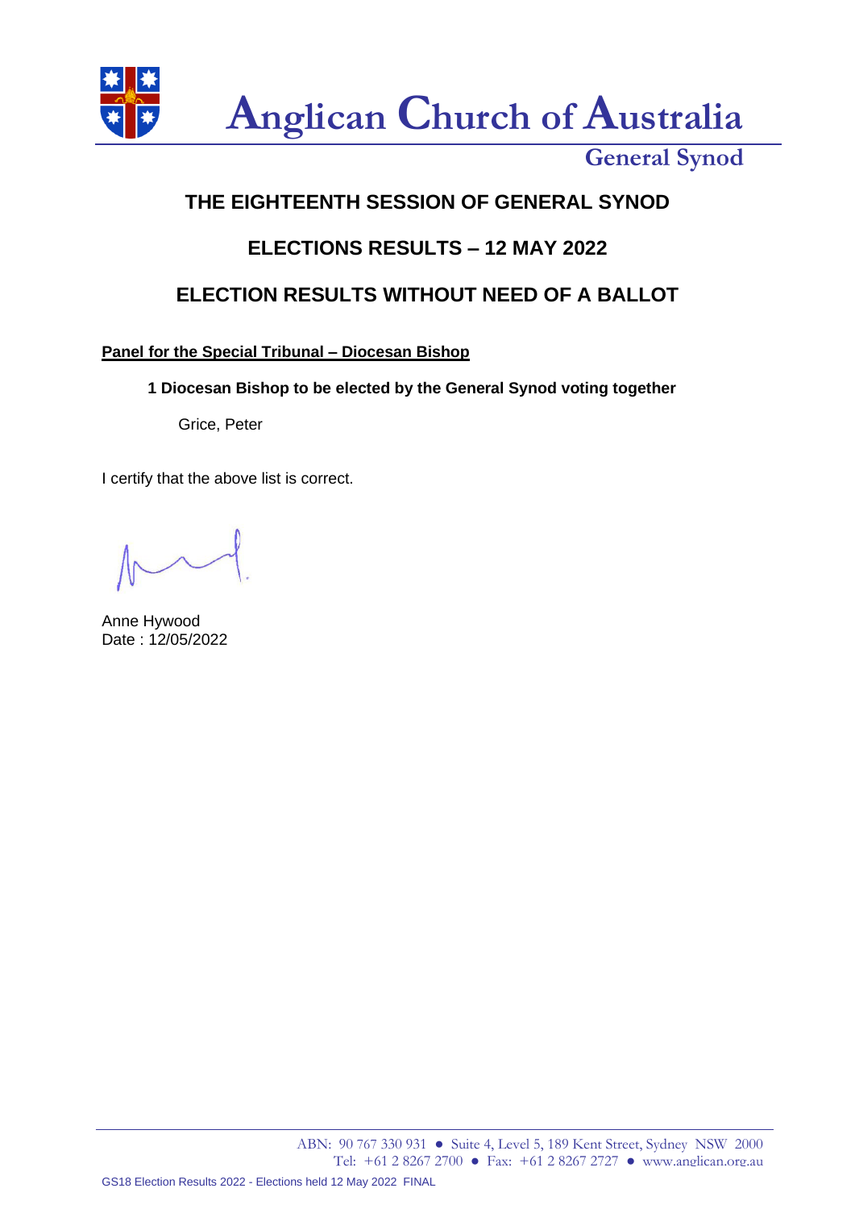# THE EIGHTEENTH SESSION OF GENERAL SYNOD

## ELECTIONS RESULTS – 12 MAY 2022

## ELECTION RESULTS WITHOUT NEED OF A BALLOT

**Panel for the Special Tribunal – Diocesan Bishop**

**1 Diocesan Bishop to be elected by the General Synod voting together**

Grice, Peter

I certify that the above list is correct.

Anne Hywood
Date : 12/05/2022